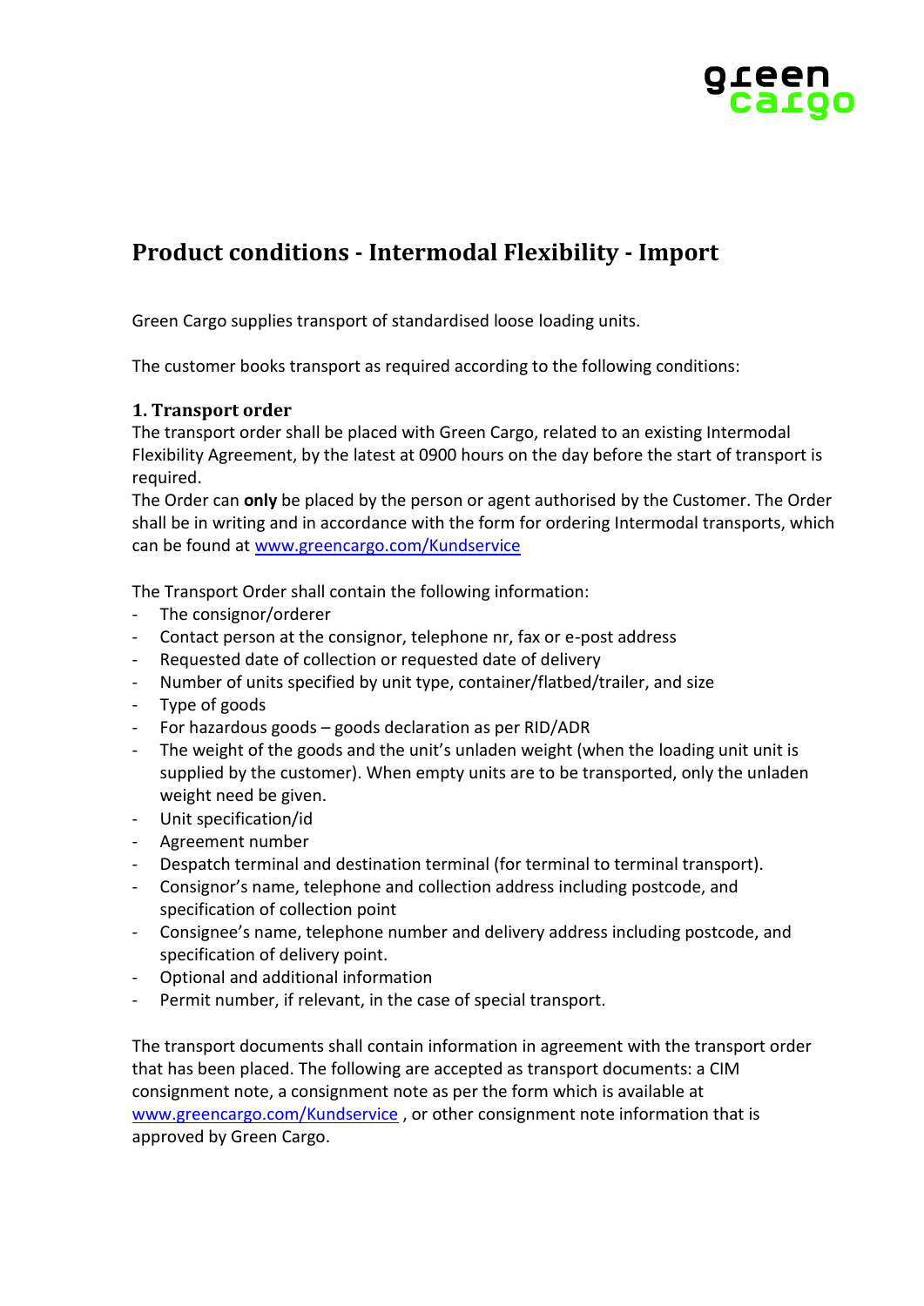# Product conditions - Intermodal Flexibility - Import

Green Cargo supplies transport of standardised loose loading units.

The customer books transport as required according to the following conditions:

## 1. Transport order

The transport order shall be placed with Green Cargo, related to an existing Intermodal Flexibility Agreement, by the latest at 0900 hours on the day before the start of transport is required.

The Order can **only** be placed by the person or agent authorised by the Customer. The Order shall be in writing and in accordance with the form for ordering Intermodal transports, which can be found at [www.greencargo.com/Kundservice](www.greencargo.com/Kundservice)

The Transport Order shall contain the following information:

- The consignor/orderer
- Contact person at the consignor, telephone nr, fax or e-post address
- Requested date of collection or requested date of delivery
- Number of units specified by unit type, container/flatbed/trailer, and size
- Type of goods
- For hazardous goods – goods declaration as per RID/ADR
- The weight of the goods and the unit's unladen weight (when the loading unit unit is supplied by the customer). When empty units are to be transported, only the unladen weight need be given.
- Unit specification/id
- Agreement number
- Despatch terminal and destination terminal (for terminal to terminal transport).
- Consignor's name, telephone and collection address including postcode, and specification of collection point
- Consignee's name, telephone number and delivery address including postcode, and specification of delivery point.
- Optional and additional information
- Permit number, if relevant, in the case of special transport.

The transport documents shall contain information in agreement with the transport order that has been placed. The following are accepted as transport documents: a CIM consignment note, a consignment note as per the form which is available at [www.greencargo.com/Kundservice](www.greencargo.com/Kundservice) , or other consignment note information that is approved by Green Cargo.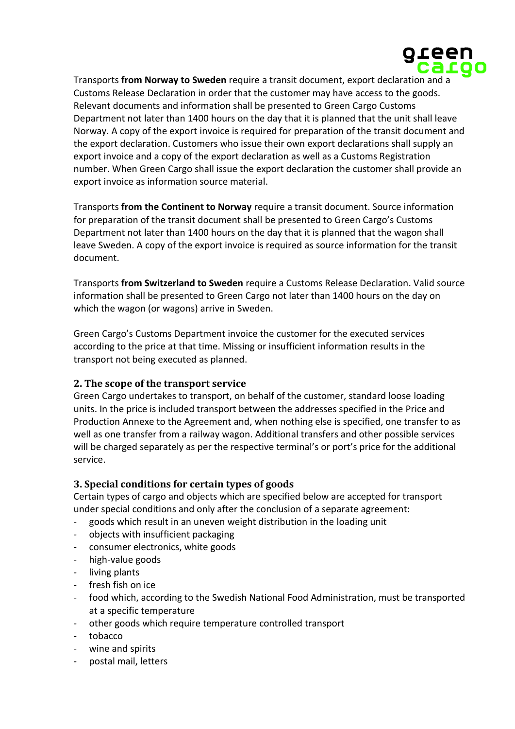Transports **from Norway to Sweden** require a transit document, export declaration and a Customs Release Declaration in order that the customer may have access to the goods. Relevant documents and information shall be presented to Green Cargo Customs Department not later than 1400 hours on the day that it is planned that the unit shall leave Norway. A copy of the export invoice is required for preparation of the transit document and the export declaration. Customers who issue their own export declarations shall supply an export invoice and a copy of the export declaration as well as a Customs Registration number. When Green Cargo shall issue the export declaration the customer shall provide an export invoice as information source material.

Transports **from the Continent to Norway** require a transit document. Source information for preparation of the transit document shall be presented to Green Cargo's Customs Department not later than 1400 hours on the day that it is planned that the wagon shall leave Sweden. A copy of the export invoice is required as source information for the transit document.

Transports **from Switzerland to Sweden** require a Customs Release Declaration. Valid source information shall be presented to Green Cargo not later than 1400 hours on the day on which the wagon (or wagons) arrive in Sweden.

Green Cargo's Customs Department invoice the customer for the executed services according to the price at that time. Missing or insufficient information results in the transport not being executed as planned.

## 2. The scope of the transport service

Green Cargo undertakes to transport, on behalf of the customer, standard loose loading units. In the price is included transport between the addresses specified in the Price and Production Annexe to the Agreement and, when nothing else is specified, one transfer to as well as one transfer from a railway wagon. Additional transfers and other possible services will be charged separately as per the respective terminal's or port's price for the additional service.

## 3. Special conditions for certain types of goods

Certain types of cargo and objects which are specified below are accepted for transport under special conditions and only after the conclusion of a separate agreement:

- goods which result in an uneven weight distribution in the loading unit
- objects with insufficient packaging
- consumer electronics, white goods
- high-value goods
- living plants
- fresh fish on ice
- food which, according to the Swedish National Food Administration, must be transported at a specific temperature
- other goods which require temperature controlled transport
- tobacco
- wine and spirits
- postal mail, letters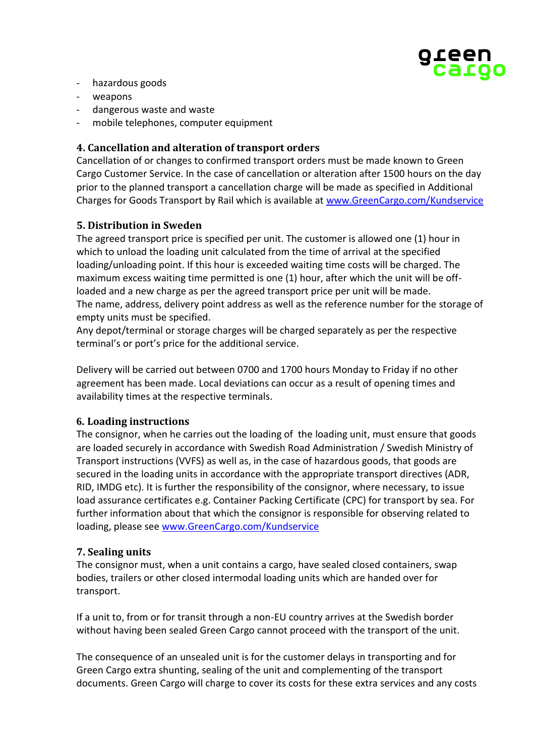- hazardous goods
- weapons
- dangerous waste and waste
- mobile telephones, computer equipment

## 4. Cancellation and alteration of transport orders

Cancellation of or changes to confirmed transport orders must be made known to Green Cargo Customer Service. In the case of cancellation or alteration after 1500 hours on the day prior to the planned transport a cancellation charge will be made as specified in Additional Charges for Goods Transport by Rail which is available at www.GreenCargo.com/Kundservice

## 5. Distribution in Sweden

The agreed transport price is specified per unit. The customer is allowed one (1) hour in which to unload the loading unit calculated from the time of arrival at the specified loading/unloading point. If this hour is exceeded waiting time costs will be charged. The maximum excess waiting time permitted is one (1) hour, after which the unit will be off-loaded and a new charge as per the agreed transport price per unit will be made.
The name, address, delivery point address as well as the reference number for the storage of empty units must be specified.
Any depot/terminal or storage charges will be charged separately as per the respective terminal's or port's price for the additional service.

Delivery will be carried out between 0700 and 1700 hours Monday to Friday if no other agreement has been made. Local deviations can occur as a result of opening times and availability times at the respective terminals.

## 6. Loading instructions

The consignor, when he carries out the loading of the loading unit, must ensure that goods are loaded securely in accordance with Swedish Road Administration / Swedish Ministry of Transport instructions (VVFS) as well as, in the case of hazardous goods, that goods are secured in the loading units in accordance with the appropriate transport directives (ADR, RID, IMDG etc). It is further the responsibility of the consignor, where necessary, to issue load assurance certificates e.g. Container Packing Certificate (CPC) for transport by sea. For further information about that which the consignor is responsible for observing related to loading, please see www.GreenCargo.com/Kundservice

## 7. Sealing units

The consignor must, when a unit contains a cargo, have sealed closed containers, swap bodies, trailers or other closed intermodal loading units which are handed over for transport.

If a unit to, from or for transit through a non-EU country arrives at the Swedish border without having been sealed Green Cargo cannot proceed with the transport of the unit.

The consequence of an unsealed unit is for the customer delays in transporting and for Green Cargo extra shunting, sealing of the unit and complementing of the transport documents. Green Cargo will charge to cover its costs for these extra services and any costs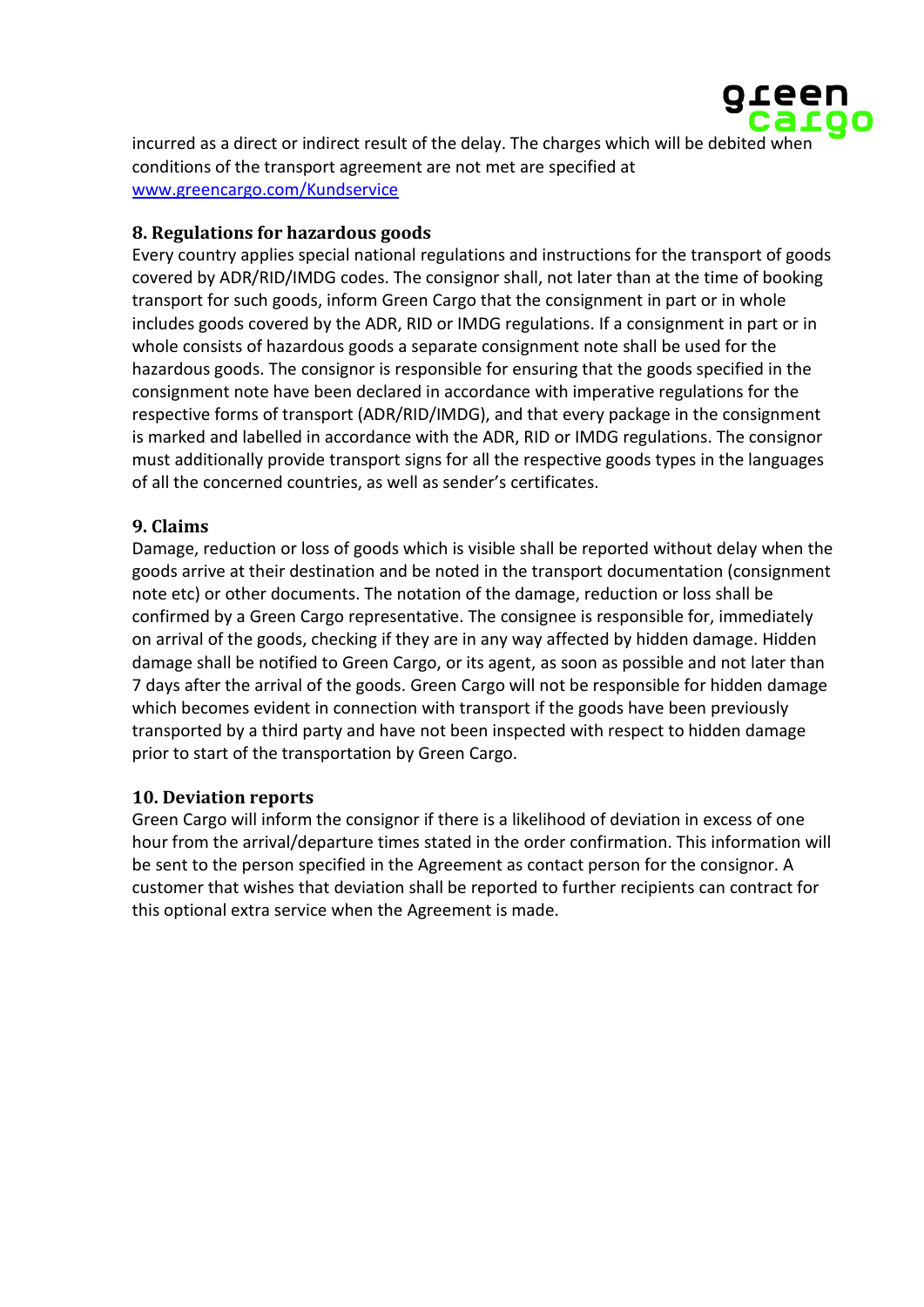incurred as a direct or indirect result of the delay. The charges which will be debited when conditions of the transport agreement are not met are specified at [www.greencargo.com/Kundservice](www.greencargo.com/Kundservice)

## 8. Regulations for hazardous goods

Every country applies special national regulations and instructions for the transport of goods covered by ADR/RID/IMDG codes. The consignor shall, not later than at the time of booking transport for such goods, inform Green Cargo that the consignment in part or in whole includes goods covered by the ADR, RID or IMDG regulations. If a consignment in part or in whole consists of hazardous goods a separate consignment note shall be used for the hazardous goods. The consignor is responsible for ensuring that the goods specified in the consignment note have been declared in accordance with imperative regulations for the respective forms of transport (ADR/RID/IMDG), and that every package in the consignment is marked and labelled in accordance with the ADR, RID or IMDG regulations. The consignor must additionally provide transport signs for all the respective goods types in the languages of all the concerned countries, as well as sender's certificates.

## 9. Claims

Damage, reduction or loss of goods which is visible shall be reported without delay when the goods arrive at their destination and be noted in the transport documentation (consignment note etc) or other documents. The notation of the damage, reduction or loss shall be confirmed by a Green Cargo representative. The consignee is responsible for, immediately on arrival of the goods, checking if they are in any way affected by hidden damage. Hidden damage shall be notified to Green Cargo, or its agent, as soon as possible and not later than 7 days after the arrival of the goods. Green Cargo will not be responsible for hidden damage which becomes evident in connection with transport if the goods have been previously transported by a third party and have not been inspected with respect to hidden damage prior to start of the transportation by Green Cargo.

## 10. Deviation reports

Green Cargo will inform the consignor if there is a likelihood of deviation in excess of one hour from the arrival/departure times stated in the order confirmation. This information will be sent to the person specified in the Agreement as contact person for the consignor. A customer that wishes that deviation shall be reported to further recipients can contract for this optional extra service when the Agreement is made.